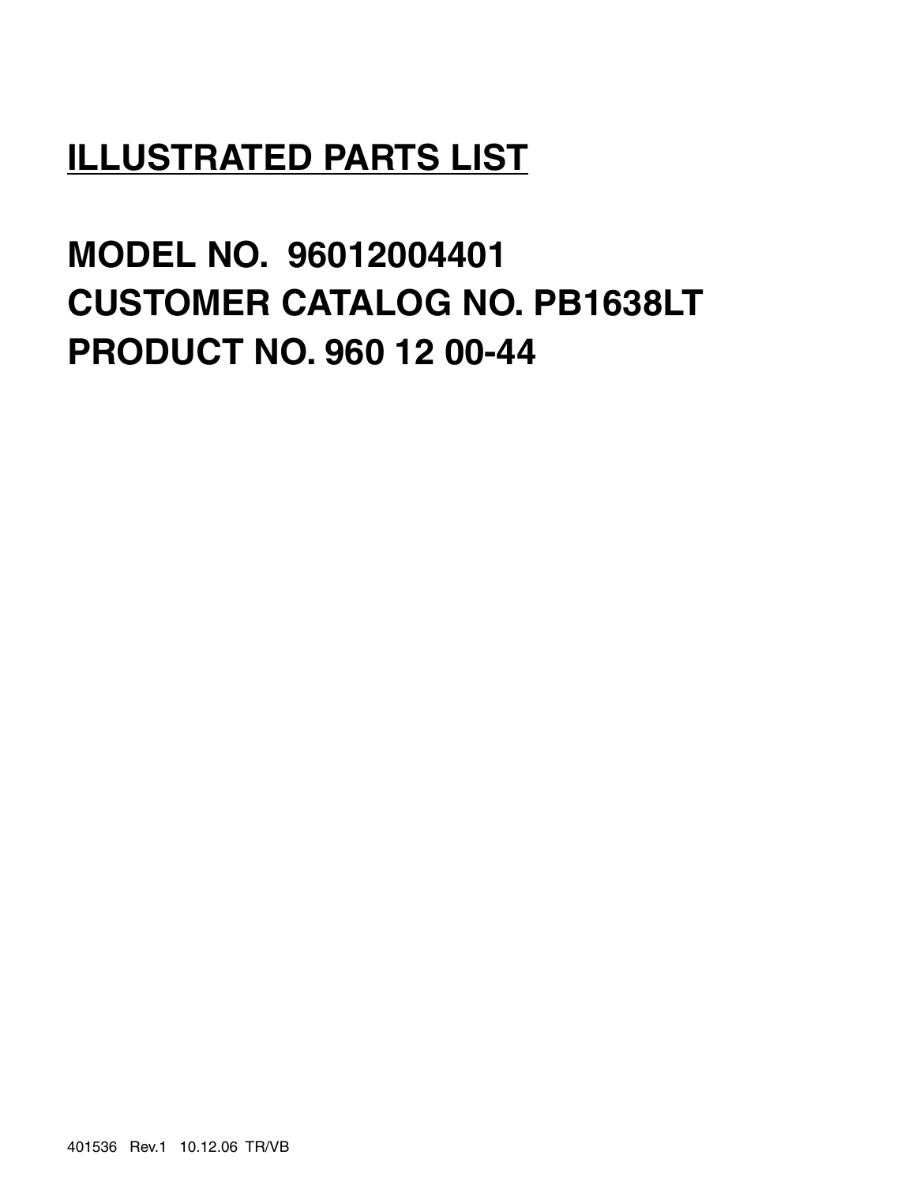# ILLUSTRATED PARTS LIST

## MODEL NO. 96012004401
## CUSTOMER CATALOG NO. PB1638LT
## PRODUCT NO. 960 12 00-44

401536 Rev.1 10.12.06 TR/VB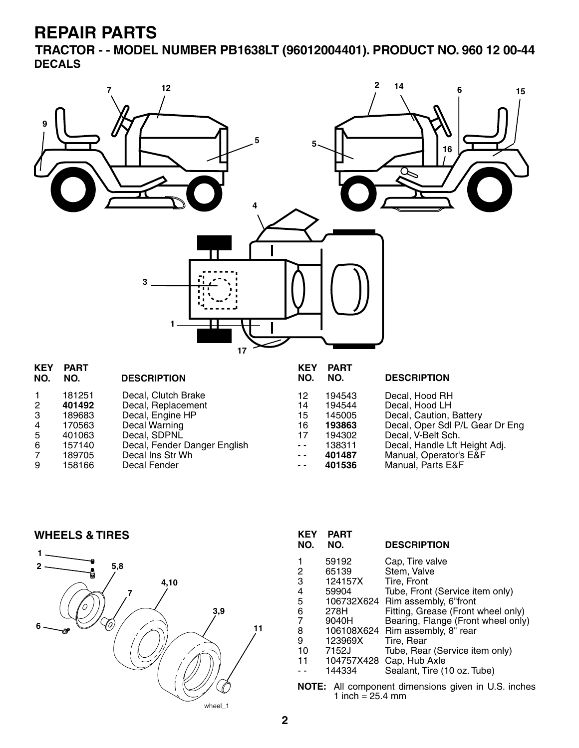# REPAIR PARTS

## TRACTOR - - MODEL NUMBER PB1638LT (96012004401). PRODUCT NO. 960 12 00-44

### DECALS

| KEY NO. | PART NO. | DESCRIPTION |
|---|---|---|
| 1 | 181251 | Decal, Clutch Brake |
| 2 | **401492** | Decal, Replacement |
| 3 | 189683 | Decal, Engine HP |
| 4 | 170563 | Decal Warning |
| 5 | 401063 | Decal, SDPNL |
| 6 | 157140 | Decal, Fender Danger English |
| 7 | 189705 | Decal Ins Str Wh |
| 9 | 158166 | Decal Fender |
| 12 | 194543 | Decal, Hood RH |
| 14 | 194544 | Decal, Hood LH |
| 15 | 145005 | Decal, Caution, Battery |
| 16 | **193863** | Decal, Oper Sdl P/L Gear Dr Eng |
| 17 | 194302 | Decal, V-Belt Sch. |
| - - | 138311 | Decal, Handle Lft Height Adj. |
| - - | **401487** | Manual, Operator's E&F |
| - - | **401536** | Manual, Parts E&F |

### WHEELS & TIRES

| KEY NO. | PART NO. | DESCRIPTION |
|---|---|---|
| 1 | 59192 | Cap, Tire valve |
| 2 | 65139 | Stem, Valve |
| 3 | 124157X | Tire, Front |
| 4 | 59904 | Tube, Front (Service item only) |
| 5 | 106732X624 | Rim assembly, 6"front |
| 6 | 278H | Fitting, Grease (Front wheel only) |
| 7 | 9040H | Bearing, Flange (Front wheel only) |
| 8 | 106108X624 | Rim assembly, 8" rear |
| 9 | 123969X | Tire, Rear |
| 10 | 7152J | Tube, Rear (Service item only) |
| 11 | 104757X428 | Cap, Hub Axle |
| - - | 144334 | Sealant, Tire (10 oz. Tube) |

**NOTE:** All component dimensions given in U.S. inches
1 inch = 25.4 mm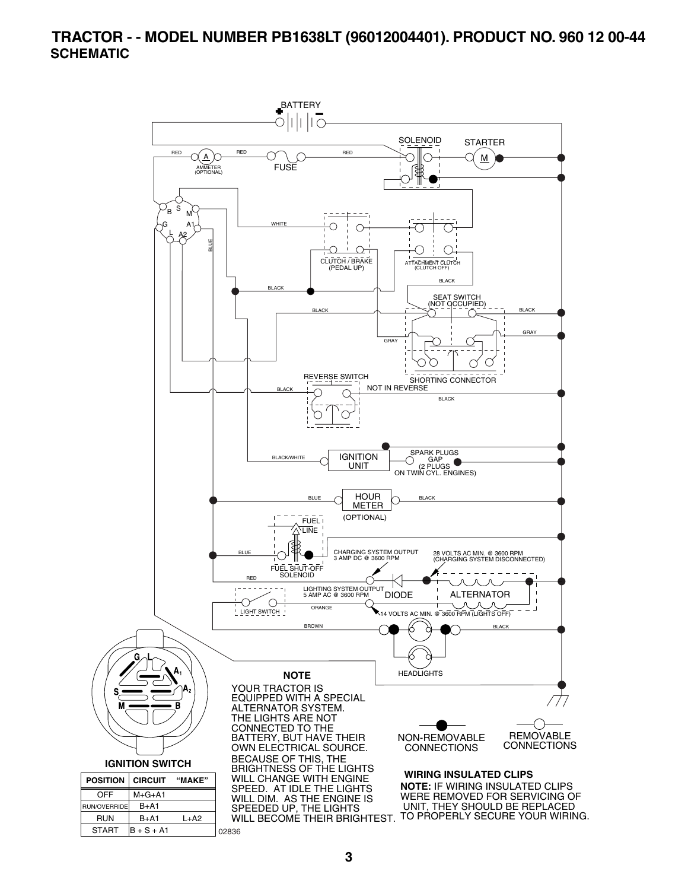# TRACTOR - - MODEL NUMBER PB1638LT (96012004401). PRODUCT NO. 960 12 00-44

## SCHEMATIC

BATTERY

SOLENOID

STARTER

RED

RED

RED

AMMETER (OPTIONAL)

FUSE

WHITE

BLUE

CLUTCH / BRAKE (PEDAL UP)

ATTACHMENT CLUTCH (CLUTCH OFF)

BLACK

BLACK

SEAT SWITCH (NOT OCCUPIED)

BLACK

BLACK

GRAY

GRAY

REVERSE SWITCH

SHORTING CONNECTOR

BLACK

NOT IN REVERSE

BLACK

BLACK/WHITE

IGNITION UNIT

SPARK PLUGS GAP (2 PLUGS ON TWIN CYL. ENGINES)

BLUE

HOUR METER (OPTIONAL)

BLACK

FUEL LINE

BLUE

FUEL SHUT-OFF SOLENOID

CHARGING SYSTEM OUTPUT 3 AMP DC @ 3600 RPM

28 VOLTS AC MIN. @ 3600 RPM (CHARGING SYSTEM DISCONNECTED)

RED

LIGHTING SYSTEM OUTPUT 5 AMP AC @ 3600 RPM

DIODE

ALTERNATOR

LIGHT SWITCH

ORANGE

14 VOLTS AC MIN. @ 3600 RPM (LIGHTS OFF)

BROWN

BLACK

HEADLIGHTS

### NOTE

YOUR TRACTOR IS EQUIPPED WITH A SPECIAL ALTERNATOR SYSTEM. THE LIGHTS ARE NOT CONNECTED TO THE BATTERY, BUT HAVE THEIR OWN ELECTRICAL SOURCE. BECAUSE OF THIS, THE BRIGHTNESS OF THE LIGHTS WILL CHANGE WITH ENGINE SPEED. AT IDLE THE LIGHTS WILL DIM. AS THE ENGINE IS SPEEDED UP, THE LIGHTS WILL BECOME THEIR BRIGHTEST.

NON-REMOVABLE CONNECTIONS

REMOVABLE CONNECTIONS

**WIRING INSULATED CLIPS**

**NOTE:** IF WIRING INSULATED CLIPS WERE REMOVED FOR SERVICING OF UNIT, THEY SHOULD BE REPLACED TO PROPERLY SECURE YOUR WIRING.

**IGNITION SWITCH**

| POSITION | CIRCUIT | "MAKE" |
|---|---|---|
| OFF | M+G+A1 | |
| RUN/OVERRIDE | B+A1 | |
| RUN | B+A1 | L+A2 |
| START | B + S + A1 | |

02836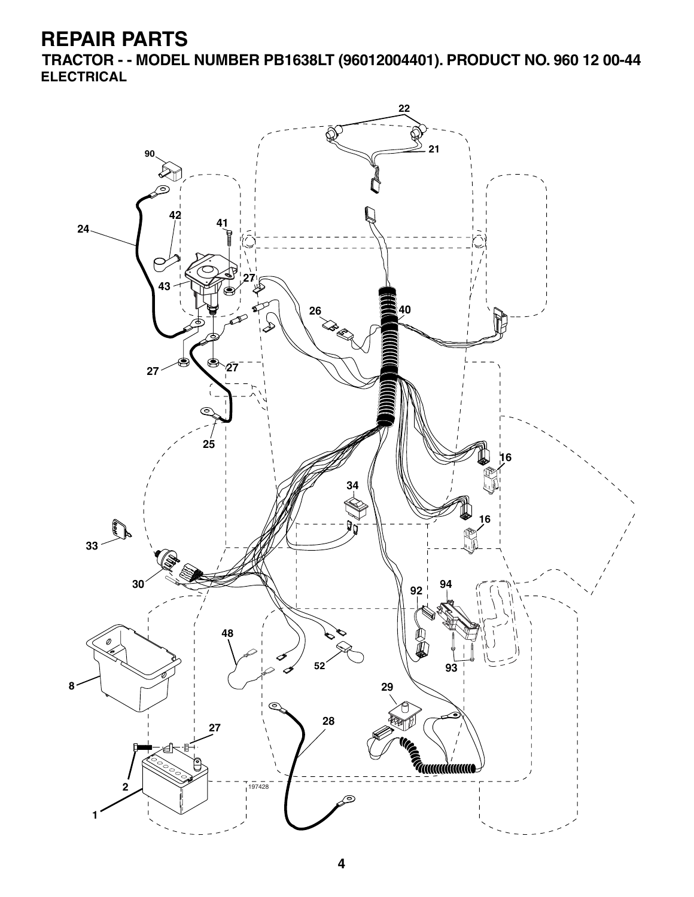# REPAIR PARTS

## TRACTOR - - MODEL NUMBER PB1638LT (96012004401). PRODUCT NO. 960 12 00-44

### ELECTRICAL

22

21

90

42

41

24

43

27

26

40

27

27

25

16

34

16

33

30

94

92

48

52

93

8

29

27

28

2

197428

1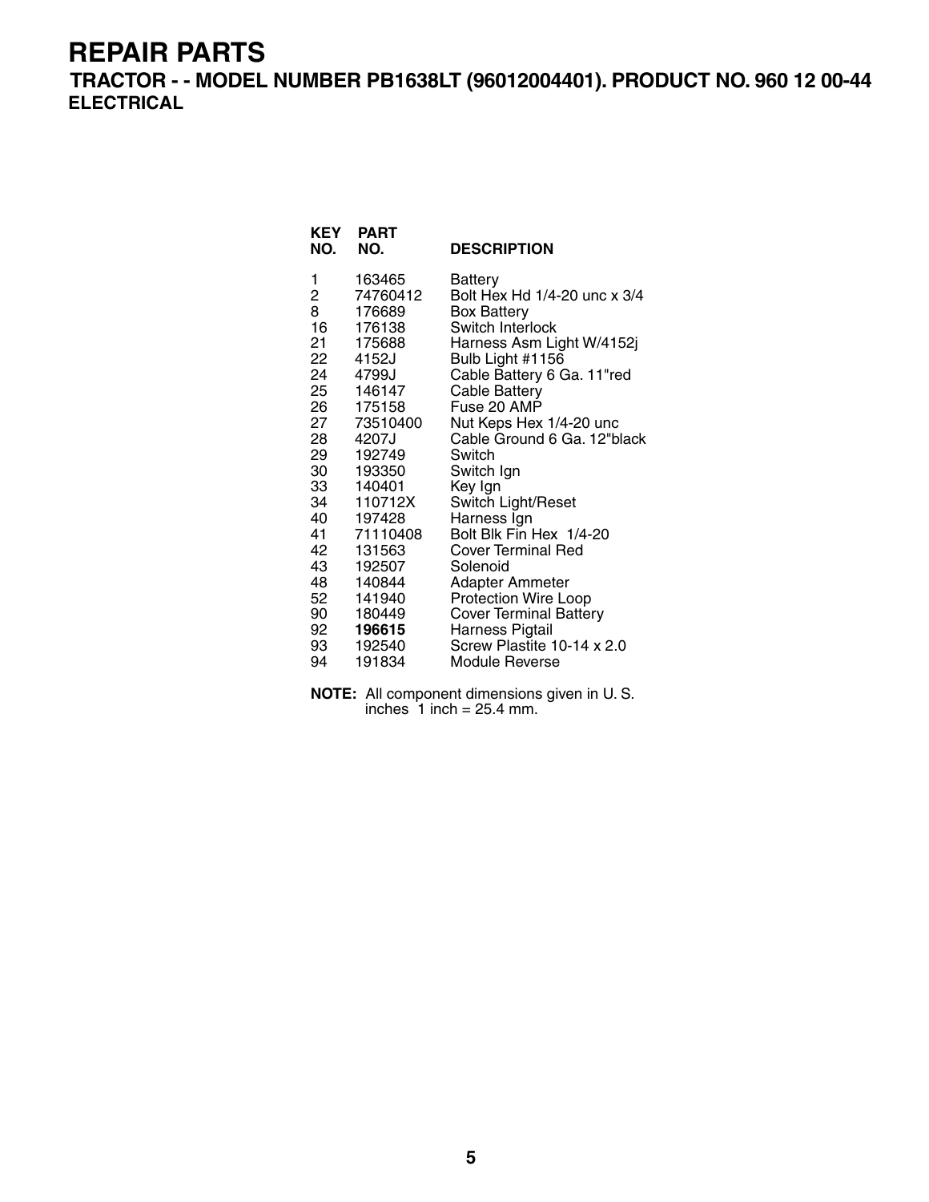# REPAIR PARTS

## TRACTOR - - MODEL NUMBER PB1638LT (96012004401). PRODUCT NO. 960 12 00-44

### ELECTRICAL

| KEY NO. | PART NO. | DESCRIPTION |
|---|---|---|
| 1 | 163465 | Battery |
| 2 | 74760412 | Bolt Hex Hd 1/4-20 unc x 3/4 |
| 8 | 176689 | Box Battery |
| 16 | 176138 | Switch Interlock |
| 21 | 175688 | Harness Asm Light W/4152j |
| 22 | 4152J | Bulb Light #1156 |
| 24 | 4799J | Cable Battery 6 Ga. 11"red |
| 25 | 146147 | Cable Battery |
| 26 | 175158 | Fuse 20 AMP |
| 27 | 73510400 | Nut Keps Hex 1/4-20 unc |
| 28 | 4207J | Cable Ground 6 Ga. 12"black |
| 29 | 192749 | Switch |
| 30 | 193350 | Switch Ign |
| 33 | 140401 | Key Ign |
| 34 | 110712X | Switch Light/Reset |
| 40 | 197428 | Harness Ign |
| 41 | 71110408 | Bolt Blk Fin Hex 1/4-20 |
| 42 | 131563 | Cover Terminal Red |
| 43 | 192507 | Solenoid |
| 48 | 140844 | Adapter Ammeter |
| 52 | 141940 | Protection Wire Loop |
| 90 | 180449 | Cover Terminal Battery |
| 92 | **196615** | Harness Pigtail |
| 93 | 192540 | Screw Plastite 10-14 x 2.0 |
| 94 | 191834 | Module Reverse |

**NOTE:** All component dimensions given in U. S. inches 1 inch = 25.4 mm.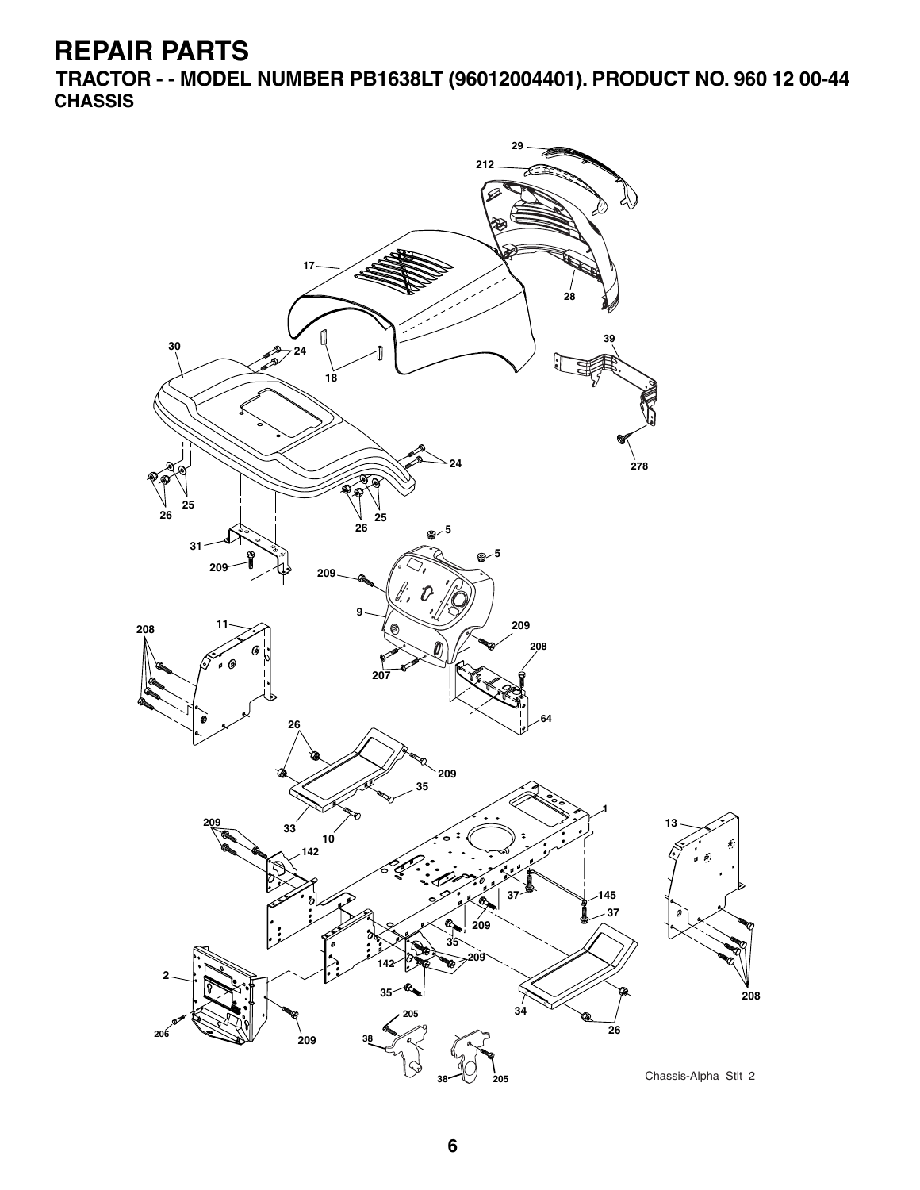# REPAIR PARTS

## TRACTOR - - MODEL NUMBER PB1638LT (96012004401). PRODUCT NO. 960 12 00-44

### CHASSIS

29
212
17
28
30
24
18
39
24
278
26
25
26
25
5
5
31
209
209
9
11
209
208
208
207
64
26
209
35
1
209
33
10
13
142
37
145
37
209
35
209
142
2
35
208
205
34
206
209
38
26
38
205

Chassis-Alpha_Stlt_2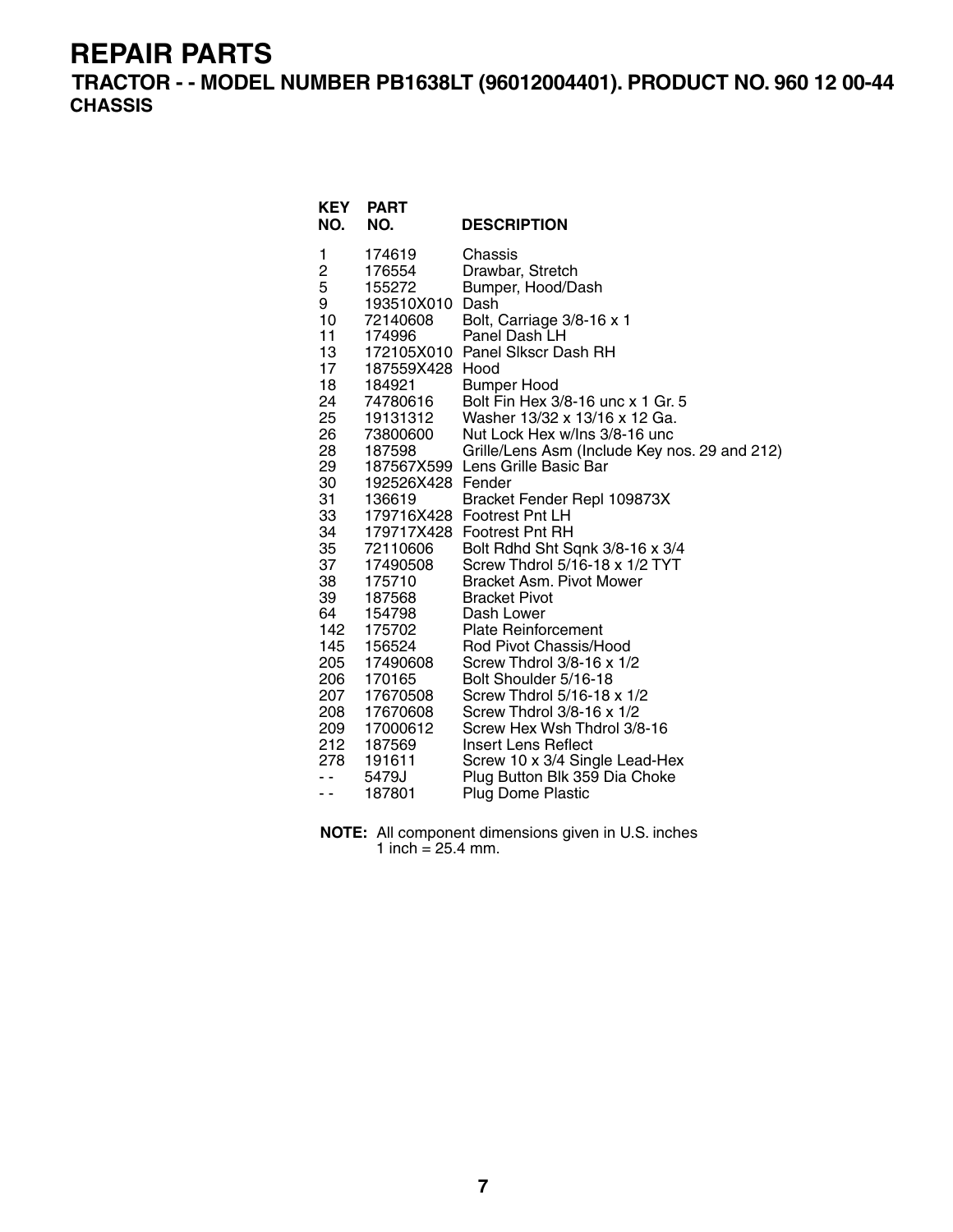# REPAIR PARTS

## TRACTOR - - MODEL NUMBER PB1638LT (96012004401). PRODUCT NO. 960 12 00-44

### CHASSIS

| KEY NO. | PART NO. | DESCRIPTION |
|---|---|---|
| 1 | 174619 | Chassis |
| 2 | 176554 | Drawbar, Stretch |
| 5 | 155272 | Bumper, Hood/Dash |
| 9 | 193510X010 | Dash |
| 10 | 72140608 | Bolt, Carriage 3/8-16 x 1 |
| 11 | 174996 | Panel Dash LH |
| 13 | 172105X010 | Panel Slkscr Dash RH |
| 17 | 187559X428 | Hood |
| 18 | 184921 | Bumper Hood |
| 24 | 74780616 | Bolt Fin Hex 3/8-16 unc x 1 Gr. 5 |
| 25 | 19131312 | Washer 13/32 x 13/16 x 12 Ga. |
| 26 | 73800600 | Nut Lock Hex w/Ins 3/8-16 unc |
| 28 | 187598 | Grille/Lens Asm (Include Key nos. 29 and 212) |
| 29 | 187567X599 | Lens Grille Basic Bar |
| 30 | 192526X428 | Fender |
| 31 | 136619 | Bracket Fender Repl 109873X |
| 33 | 179716X428 | Footrest Pnt LH |
| 34 | 179717X428 | Footrest Pnt RH |
| 35 | 72110606 | Bolt Rdhd Sht Sqnk 3/8-16 x 3/4 |
| 37 | 17490508 | Screw Thdrol 5/16-18 x 1/2 TYT |
| 38 | 175710 | Bracket Asm. Pivot Mower |
| 39 | 187568 | Bracket Pivot |
| 64 | 154798 | Dash Lower |
| 142 | 175702 | Plate Reinforcement |
| 145 | 156524 | Rod Pivot Chassis/Hood |
| 205 | 17490608 | Screw Thdrol 3/8-16 x 1/2 |
| 206 | 170165 | Bolt Shoulder 5/16-18 |
| 207 | 17670508 | Screw Thdrol 5/16-18 x 1/2 |
| 208 | 17670608 | Screw Thdrol 3/8-16 x 1/2 |
| 209 | 17000612 | Screw Hex Wsh Thdrol 3/8-16 |
| 212 | 187569 | Insert Lens Reflect |
| 278 | 191611 | Screw 10 x 3/4 Single Lead-Hex |
| - - | 5479J | Plug Button Blk 359 Dia Choke |
| - - | 187801 | Plug Dome Plastic |

**NOTE:** All component dimensions given in U.S. inches
1 inch = 25.4 mm.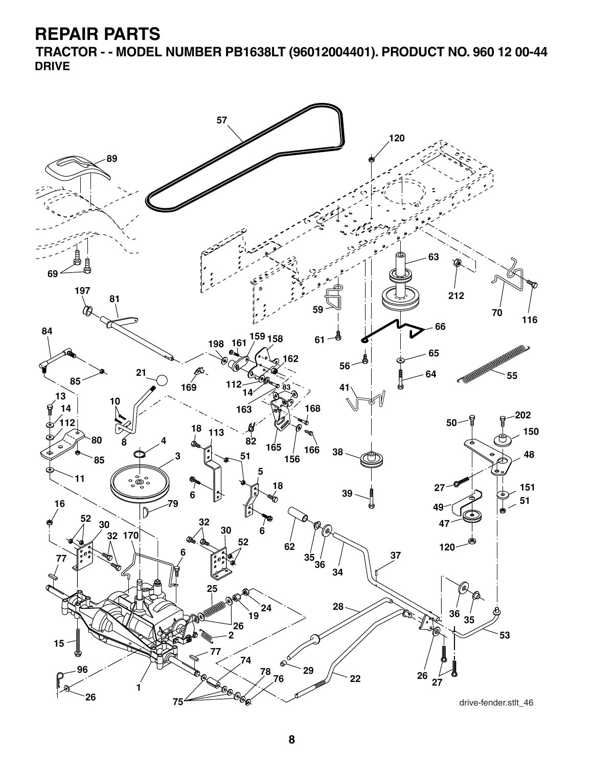# REPAIR PARTS

## TRACTOR - - MODEL NUMBER PB1638LT (96012004401). PRODUCT NO. 960 12 00-44

### DRIVE

drive-fender.stlt_46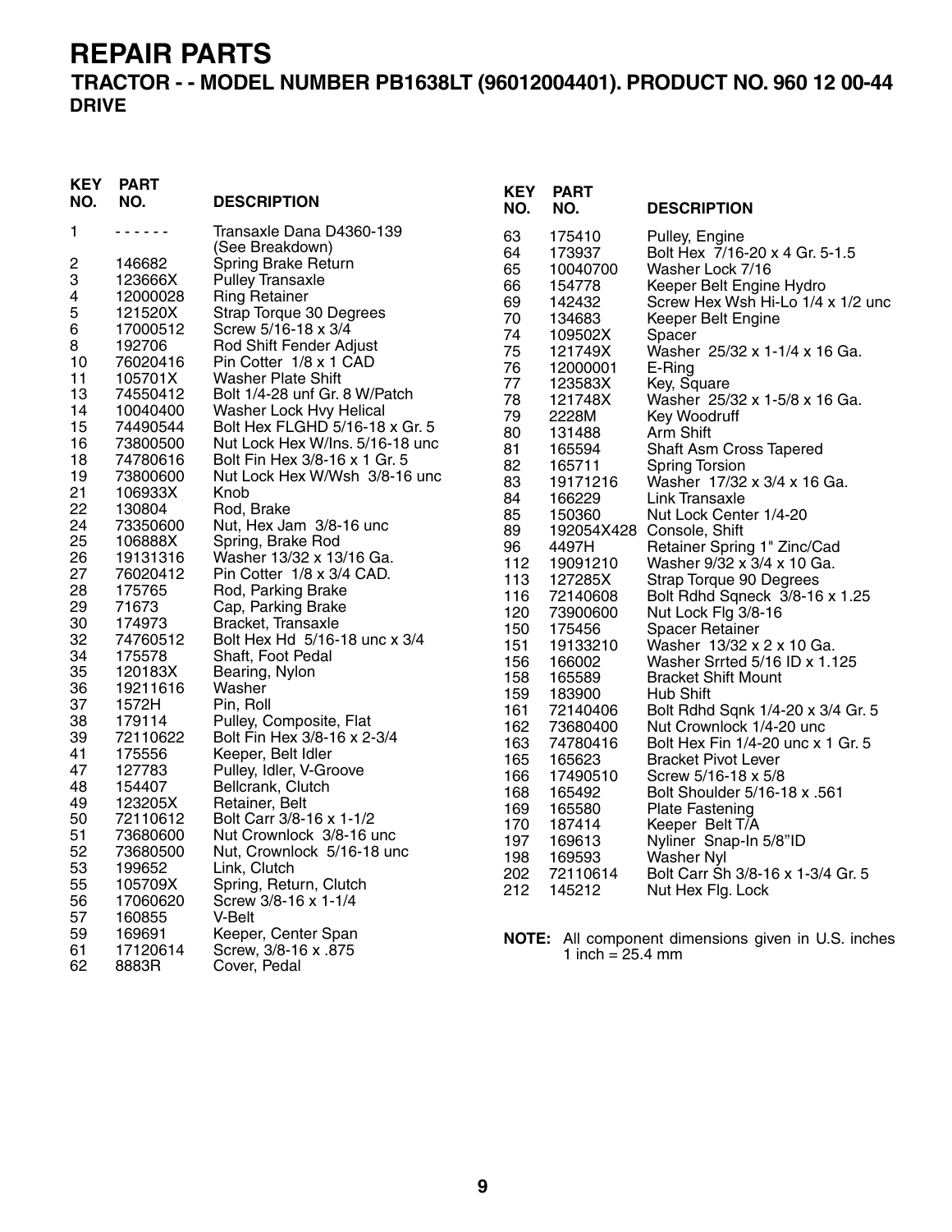# REPAIR PARTS

## TRACTOR - - MODEL NUMBER PB1638LT (96012004401). PRODUCT NO. 960 12 00-44

### DRIVE

| KEY NO. | PART NO. | DESCRIPTION |
|---|---|---|
| 1 | - - - - - - | Transaxle Dana D4360-139 (See Breakdown) |
| 2 | 146682 | Spring Brake Return |
| 3 | 123666X | Pulley Transaxle |
| 4 | 12000028 | Ring Retainer |
| 5 | 121520X | Strap Torque 30 Degrees |
| 6 | 17000512 | Screw 5/16-18 x 3/4 |
| 8 | 192706 | Rod Shift Fender Adjust |
| 10 | 76020416 | Pin Cotter 1/8 x 1 CAD |
| 11 | 105701X | Washer Plate Shift |
| 13 | 74550412 | Bolt 1/4-28 unf Gr. 8 W/Patch |
| 14 | 10040400 | Washer Lock Hvy Helical |
| 15 | 74490544 | Bolt Hex FLGHD 5/16-18 x Gr. 5 |
| 16 | 73800500 | Nut Lock Hex W/Ins. 5/16-18 unc |
| 18 | 74780616 | Bolt Fin Hex 3/8-16 x 1 Gr. 5 |
| 19 | 73800600 | Nut Lock Hex W/Wsh 3/8-16 unc |
| 21 | 106933X | Knob |
| 22 | 130804 | Rod, Brake |
| 24 | 73350600 | Nut, Hex Jam 3/8-16 unc |
| 25 | 106888X | Spring, Brake Rod |
| 26 | 19131316 | Washer 13/32 x 13/16 Ga. |
| 27 | 76020412 | Pin Cotter 1/8 x 3/4 CAD. |
| 28 | 175765 | Rod, Parking Brake |
| 29 | 71673 | Cap, Parking Brake |
| 30 | 174973 | Bracket, Transaxle |
| 32 | 74760512 | Bolt Hex Hd 5/16-18 unc x 3/4 |
| 34 | 175578 | Shaft, Foot Pedal |
| 35 | 120183X | Bearing, Nylon |
| 36 | 19211616 | Washer |
| 37 | 1572H | Pin, Roll |
| 38 | 179114 | Pulley, Composite, Flat |
| 39 | 72110622 | Bolt Fin Hex 3/8-16 x 2-3/4 |
| 41 | 175556 | Keeper, Belt Idler |
| 47 | 127783 | Pulley, Idler, V-Groove |
| 48 | 154407 | Bellcrank, Clutch |
| 49 | 123205X | Retainer, Belt |
| 50 | 72110612 | Bolt Carr 3/8-16 x 1-1/2 |
| 51 | 73680600 | Nut Crownlock 3/8-16 unc |
| 52 | 73680500 | Nut, Crownlock 5/16-18 unc |
| 53 | 199652 | Link, Clutch |
| 55 | 105709X | Spring, Return, Clutch |
| 56 | 17060620 | Screw 3/8-16 x 1-1/4 |
| 57 | 160855 | V-Belt |
| 59 | 169691 | Keeper, Center Span |
| 61 | 17120614 | Screw, 3/8-16 x .875 |
| 62 | 8883R | Cover, Pedal |
| 63 | 175410 | Pulley, Engine |
| 64 | 173937 | Bolt Hex 7/16-20 x 4 Gr. 5-1.5 |
| 65 | 10040700 | Washer Lock 7/16 |
| 66 | 154778 | Keeper Belt Engine Hydro |
| 69 | 142432 | Screw Hex Wsh Hi-Lo 1/4 x 1/2 unc |
| 70 | 134683 | Keeper Belt Engine |
| 74 | 109502X | Spacer |
| 75 | 121749X | Washer 25/32 x 1-1/4 x 16 Ga. |
| 76 | 12000001 | E-Ring |
| 77 | 123583X | Key, Square |
| 78 | 121748X | Washer 25/32 x 1-5/8 x 16 Ga. |
| 79 | 2228M | Key Woodruff |
| 80 | 131488 | Arm Shift |
| 81 | 165594 | Shaft Asm Cross Tapered |
| 82 | 165711 | Spring Torsion |
| 83 | 19171216 | Washer 17/32 x 3/4 x 16 Ga. |
| 84 | 166229 | Link Transaxle |
| 85 | 150360 | Nut Lock Center 1/4-20 |
| 89 | 192054X428 | Console, Shift |
| 96 | 4497H | Retainer Spring 1" Zinc/Cad |
| 112 | 19091210 | Washer 9/32 x 3/4 x 10 Ga. |
| 113 | 127285X | Strap Torque 90 Degrees |
| 116 | 72140608 | Bolt Rdhd Sqneck 3/8-16 x 1.25 |
| 120 | 73900600 | Nut Lock Flg 3/8-16 |
| 150 | 175456 | Spacer Retainer |
| 151 | 19133210 | Washer 13/32 x 2 x 10 Ga. |
| 156 | 166002 | Washer Srrted 5/16 ID x 1.125 |
| 158 | 165589 | Bracket Shift Mount |
| 159 | 183900 | Hub Shift |
| 161 | 72140406 | Bolt Rdhd Sqnk 1/4-20 x 3/4 Gr. 5 |
| 162 | 73680400 | Nut Crownlock 1/4-20 unc |
| 163 | 74780416 | Bolt Hex Fin 1/4-20 unc x 1 Gr. 5 |
| 165 | 165623 | Bracket Pivot Lever |
| 166 | 17490510 | Screw 5/16-18 x 5/8 |
| 168 | 165492 | Bolt Shoulder 5/16-18 x .561 |
| 169 | 165580 | Plate Fastening |
| 170 | 187414 | Keeper Belt T/A |
| 197 | 169613 | Nyliner Snap-In 5/8"ID |
| 198 | 169593 | Washer Nyl |
| 202 | 72110614 | Bolt Carr Sh 3/8-16 x 1-3/4 Gr. 5 |
| 212 | 145212 | Nut Hex Flg. Lock |

**NOTE:** All component dimensions given in U.S. inches
1 inch = 25.4 mm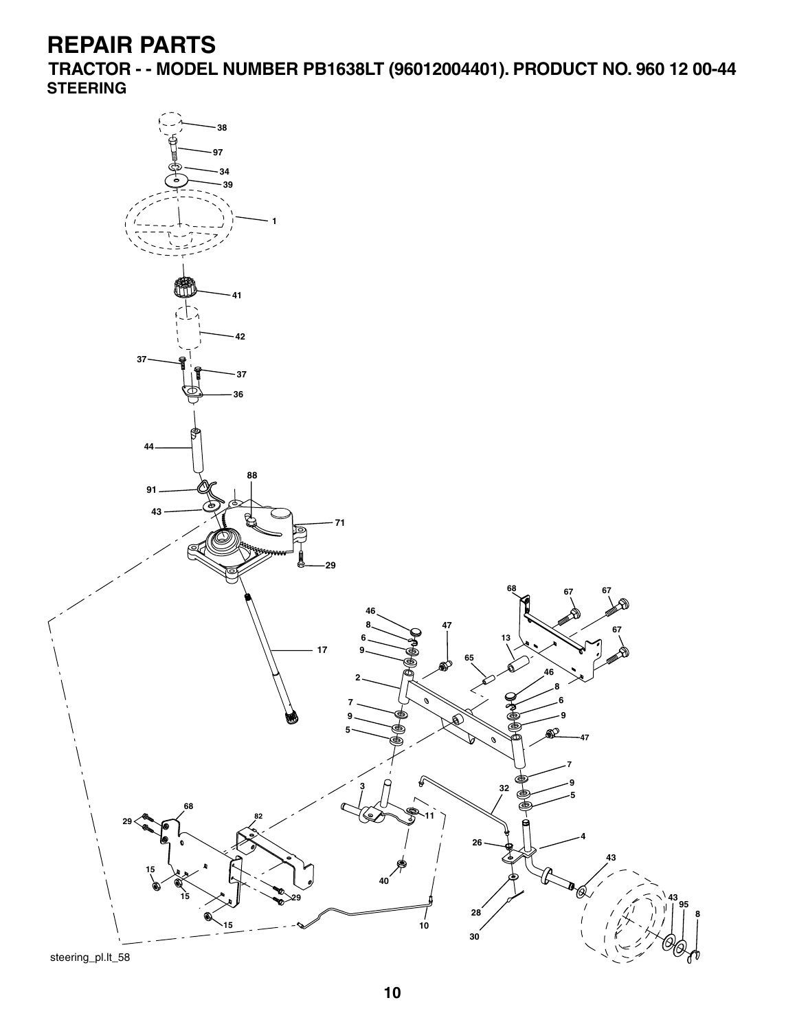# REPAIR PARTS

## TRACTOR - - MODEL NUMBER PB1638LT (96012004401). PRODUCT NO. 960 12 00-44

### STEERING

38
97
34
39
1
41
42
37
37
36
44
88
91
43
71
29
17
68
67
67
46
8
47
6
13
67
9
65
46
2
8
6
7
9
9
47
5
7
3
32
9
68
5
82
11
29
4
26
43
15
40
29
43
95
15
8
28
15
10
30

steering_pl.lt_58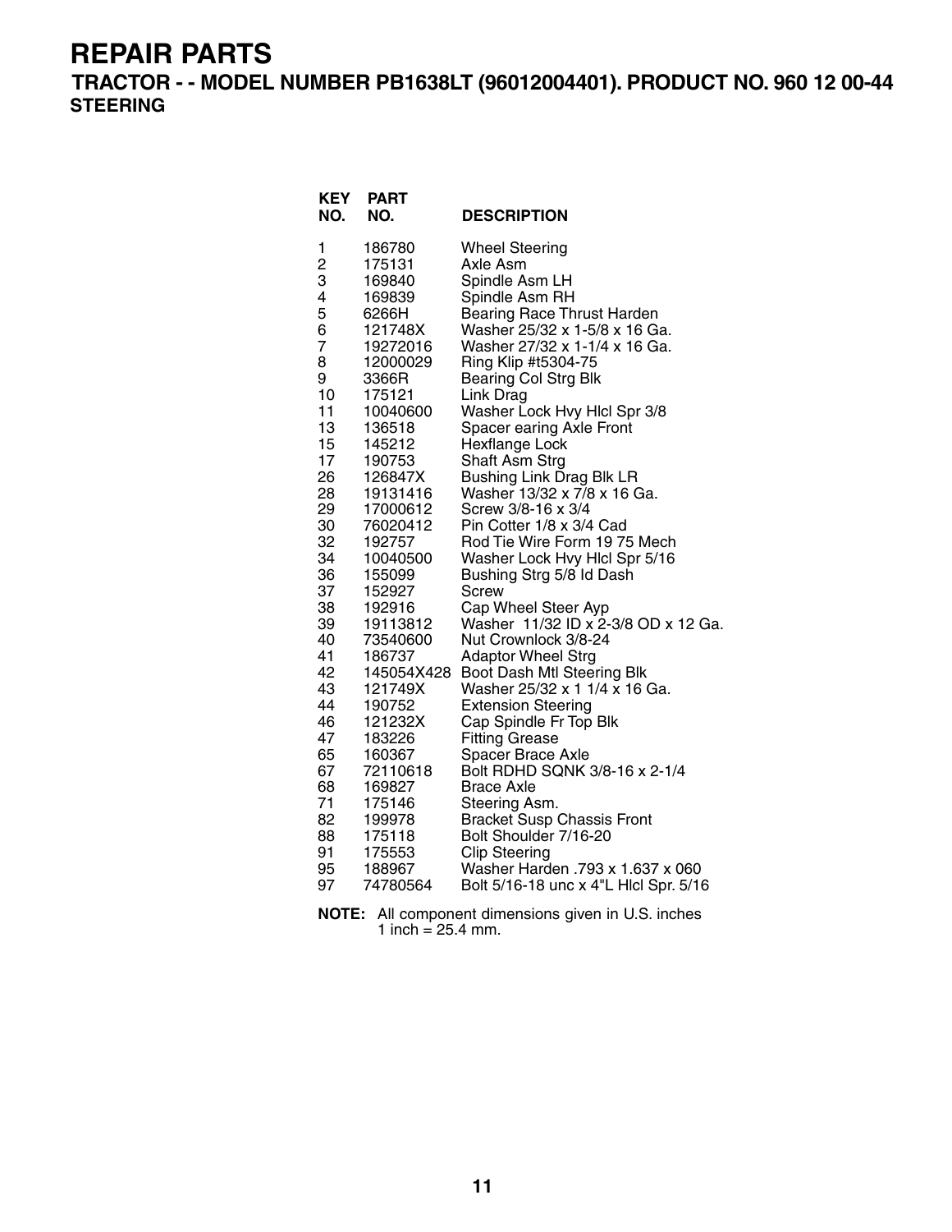# REPAIR PARTS

## TRACTOR - - MODEL NUMBER PB1638LT (96012004401). PRODUCT NO. 960 12 00-44

### STEERING

| KEY NO. | PART NO. | DESCRIPTION |
|---|---|---|
| 1 | 186780 | Wheel Steering |
| 2 | 175131 | Axle Asm |
| 3 | 169840 | Spindle Asm LH |
| 4 | 169839 | Spindle Asm RH |
| 5 | 6266H | Bearing Race Thrust Harden |
| 6 | 121748X | Washer 25/32 x 1-5/8 x 16 Ga. |
| 7 | 19272016 | Washer 27/32 x 1-1/4 x 16 Ga. |
| 8 | 12000029 | Ring Klip #t5304-75 |
| 9 | 3366R | Bearing Col Strg Blk |
| 10 | 175121 | Link Drag |
| 11 | 10040600 | Washer Lock Hvy Hlcl Spr 3/8 |
| 13 | 136518 | Spacer earing Axle Front |
| 15 | 145212 | Hexflange Lock |
| 17 | 190753 | Shaft Asm Strg |
| 26 | 126847X | Bushing Link Drag Blk LR |
| 28 | 19131416 | Washer 13/32 x 7/8 x 16 Ga. |
| 29 | 17000612 | Screw 3/8-16 x 3/4 |
| 30 | 76020412 | Pin Cotter 1/8 x 3/4 Cad |
| 32 | 192757 | Rod Tie Wire Form 19 75 Mech |
| 34 | 10040500 | Washer Lock Hvy Hlcl Spr 5/16 |
| 36 | 155099 | Bushing Strg 5/8 Id Dash |
| 37 | 152927 | Screw |
| 38 | 192916 | Cap Wheel Steer Ayp |
| 39 | 19113812 | Washer 11/32 ID x 2-3/8 OD x 12 Ga. |
| 40 | 73540600 | Nut Crownlock 3/8-24 |
| 41 | 186737 | Adaptor Wheel Strg |
| 42 | 145054X428 | Boot Dash Mtl Steering Blk |
| 43 | 121749X | Washer 25/32 x 1 1/4 x 16 Ga. |
| 44 | 190752 | Extension Steering |
| 46 | 121232X | Cap Spindle Fr Top Blk |
| 47 | 183226 | Fitting Grease |
| 65 | 160367 | Spacer Brace Axle |
| 67 | 72110618 | Bolt RDHD SQNK 3/8-16 x 2-1/4 |
| 68 | 169827 | Brace Axle |
| 71 | 175146 | Steering Asm. |
| 82 | 199978 | Bracket Susp Chassis Front |
| 88 | 175118 | Bolt Shoulder 7/16-20 |
| 91 | 175553 | Clip Steering |
| 95 | 188967 | Washer Harden .793 x 1.637 x 060 |
| 97 | 74780564 | Bolt 5/16-18 unc x 4"L Hlcl Spr. 5/16 |

**NOTE:** All component dimensions given in U.S. inches
1 inch = 25.4 mm.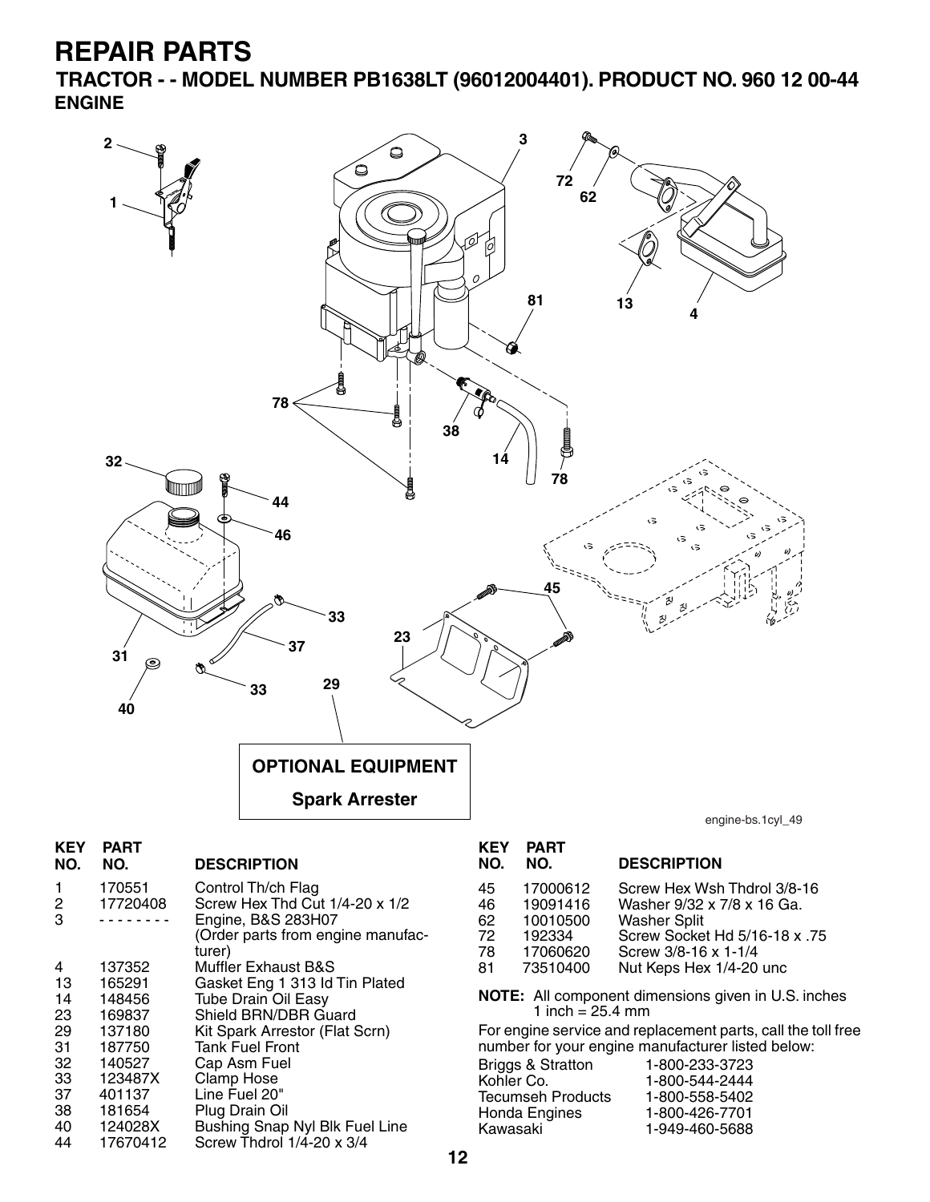# REPAIR PARTS

## TRACTOR - - MODEL NUMBER PB1638LT (96012004401). PRODUCT NO. 960 12 00-44

### ENGINE

**OPTIONAL EQUIPMENT**

**Spark Arrester**

engine-bs.1cyl_49

| KEY NO. | PART NO. | DESCRIPTION |
|---|---|---|
| 1 | 170551 | Control Th/ch Flag |
| 2 | 17720408 | Screw Hex Thd Cut 1/4-20 x 1/2 |
| 3 | - - - - - - - - | Engine, B&S 283H07 (Order parts from engine manufacturer) |
| 4 | 137352 | Muffler Exhaust B&S |
| 13 | 165291 | Gasket Eng 1 313 Id Tin Plated |
| 14 | 148456 | Tube Drain Oil Easy |
| 23 | 169837 | Shield BRN/DBR Guard |
| 29 | 137180 | Kit Spark Arrestor (Flat Scrn) |
| 31 | 187750 | Tank Fuel Front |
| 32 | 140527 | Cap Asm Fuel |
| 33 | 123487X | Clamp Hose |
| 37 | 401137 | Line Fuel 20" |
| 38 | 181654 | Plug Drain Oil |
| 40 | 124028X | Bushing Snap Nyl Blk Fuel Line |
| 44 | 17670412 | Screw Thdrol 1/4-20 x 3/4 |
| 45 | 17000612 | Screw Hex Wsh Thdrol 3/8-16 |
| 46 | 19091416 | Washer 9/32 x 7/8 x 16 Ga. |
| 62 | 10010500 | Washer Split |
| 72 | 192334 | Screw Socket Hd 5/16-18 x .75 |
| 78 | 17060620 | Screw 3/8-16 x 1-1/4 |
| 81 | 73510400 | Nut Keps Hex 1/4-20 unc |

**NOTE:** All component dimensions given in U.S. inches
1 inch = 25.4 mm

For engine service and replacement parts, call the toll free number for your engine manufacturer listed below:

| | |
|---|---|
| Briggs & Stratton | 1-800-233-3723 |
| Kohler Co. | 1-800-544-2444 |
| Tecumseh Products | 1-800-558-5402 |
| Honda Engines | 1-800-426-7701 |
| Kawasaki | 1-949-460-5688 |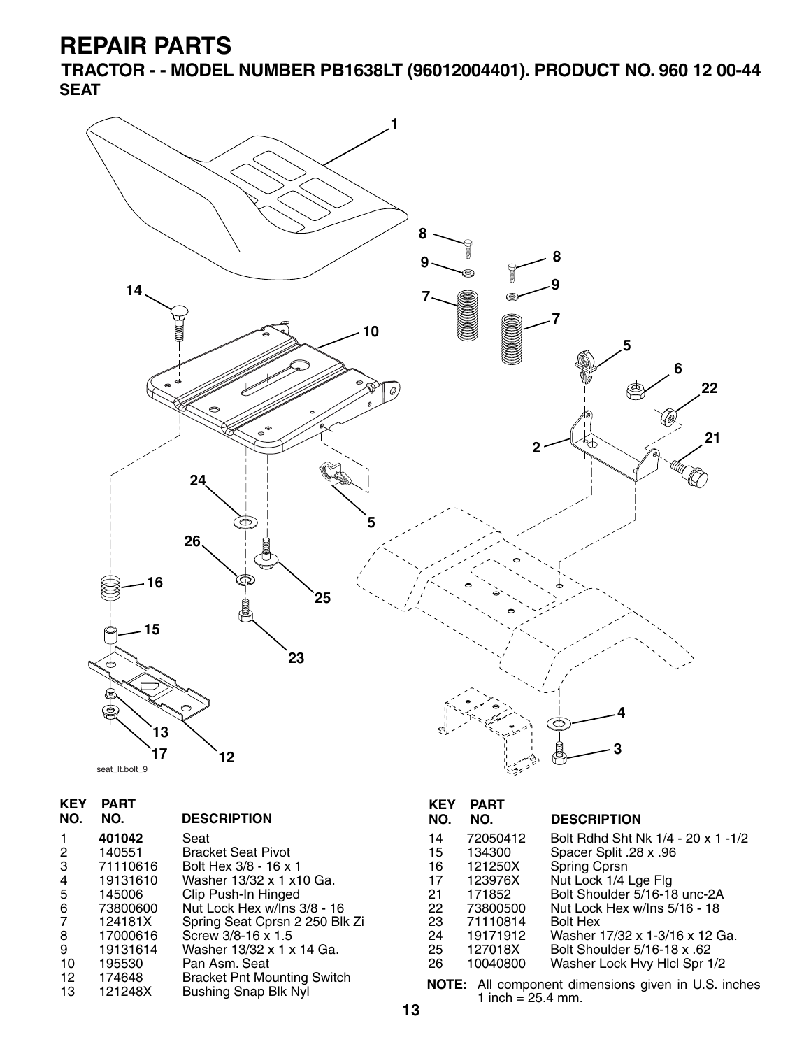# REPAIR PARTS

## TRACTOR - - MODEL NUMBER PB1638LT (96012004401). PRODUCT NO. 960 12 00-44

### SEAT

seat_lt.bolt_9

| KEY NO. | PART NO. | DESCRIPTION |
|---|---|---|
| 1 | **401042** | Seat |
| 2 | 140551 | Bracket Seat Pivot |
| 3 | 71110616 | Bolt Hex 3/8 - 16 x 1 |
| 4 | 19131610 | Washer 13/32 x 1 x10 Ga. |
| 5 | 145006 | Clip Push-In Hinged |
| 6 | 73800600 | Nut Lock Hex w/Ins 3/8 - 16 |
| 7 | 124181X | Spring Seat Cprsn 2 250 Blk Zi |
| 8 | 17000616 | Screw 3/8-16 x 1.5 |
| 9 | 19131614 | Washer 13/32 x 1 x 14 Ga. |
| 10 | 195530 | Pan Asm. Seat |
| 12 | 174648 | Bracket Pnt Mounting Switch |
| 13 | 121248X | Bushing Snap Blk Nyl |
| 14 | 72050412 | Bolt Rdhd Sht Nk 1/4 - 20 x 1 -1/2 |
| 15 | 134300 | Spacer Split .28 x .96 |
| 16 | 121250X | Spring Cprsn |
| 17 | 123976X | Nut Lock 1/4 Lge Flg |
| 21 | 171852 | Bolt Shoulder 5/16-18 unc-2A |
| 22 | 73800500 | Nut Lock Hex w/Ins 5/16 - 18 |
| 23 | 71110814 | Bolt Hex |
| 24 | 19171912 | Washer 17/32 x 1-3/16 x 12 Ga. |
| 25 | 127018X | Bolt Shoulder 5/16-18 x .62 |
| 26 | 10040800 | Washer Lock Hvy Hlcl Spr 1/2 |

**NOTE:** All component dimensions given in U.S. inches 1 inch = 25.4 mm.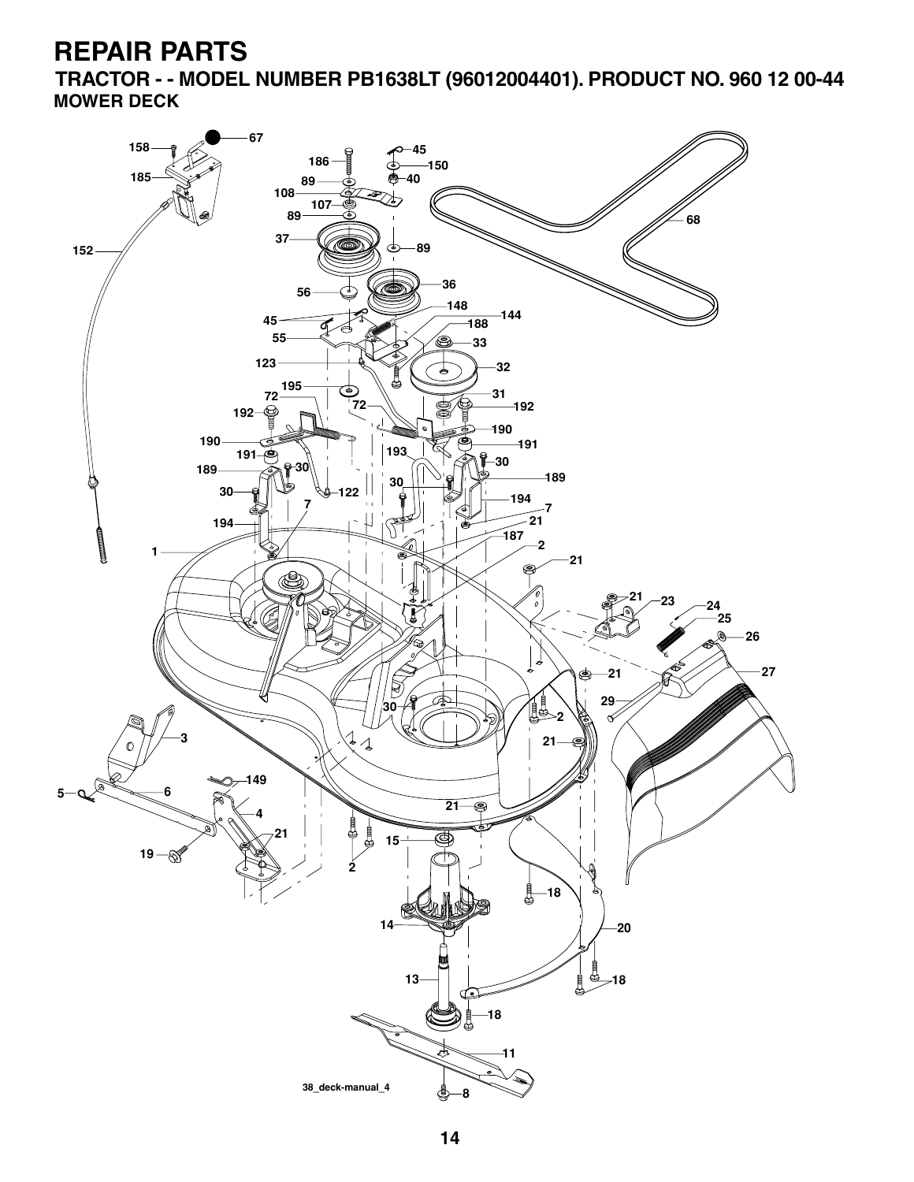# REPAIR PARTS

## TRACTOR - - MODEL NUMBER PB1638LT (96012004401). PRODUCT NO. 960 12 00-44

### MOWER DECK

38_deck-manual_4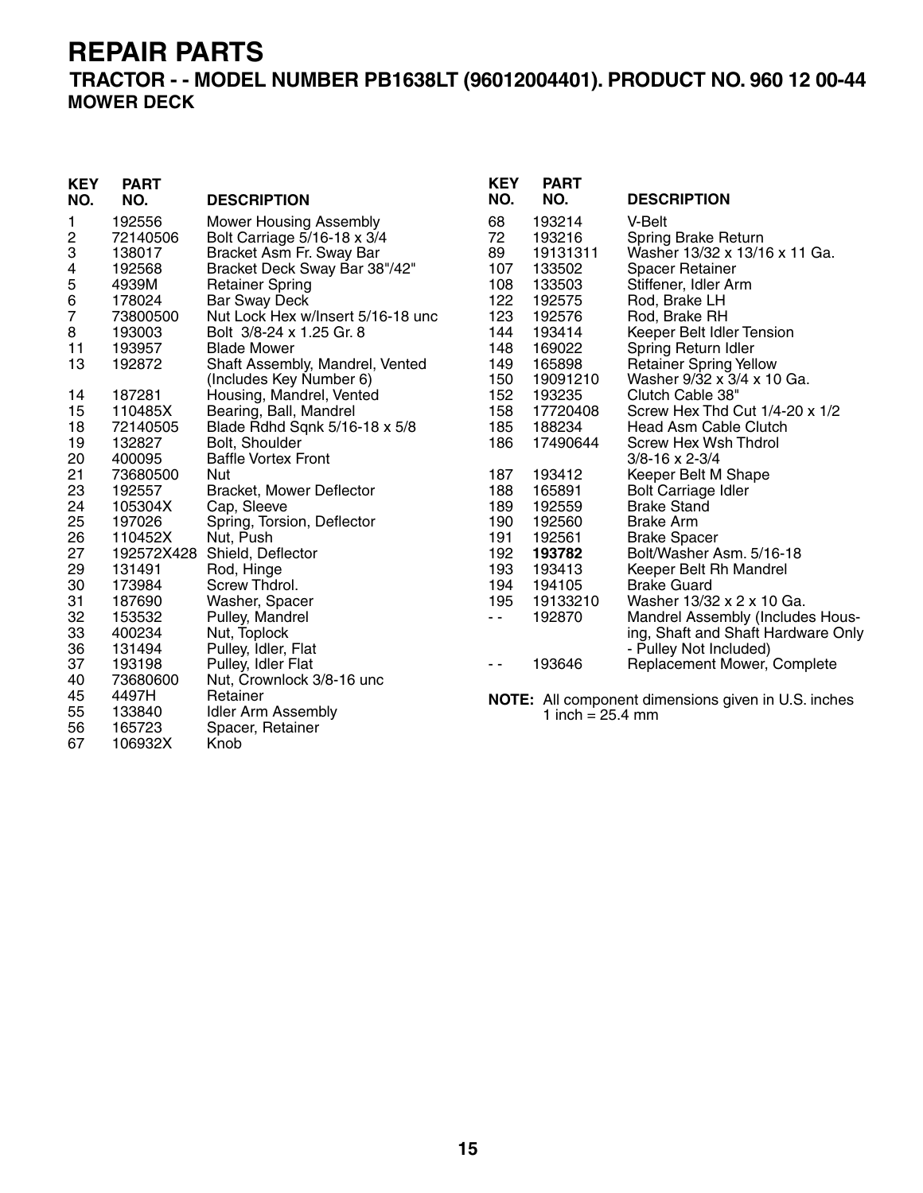# REPAIR PARTS

## TRACTOR - - MODEL NUMBER PB1638LT (96012004401). PRODUCT NO. 960 12 00-44

### MOWER DECK

| KEY NO. | PART NO. | DESCRIPTION |
|---|---|---|
| 1 | 192556 | Mower Housing Assembly |
| 2 | 72140506 | Bolt Carriage 5/16-18 x 3/4 |
| 3 | 138017 | Bracket Asm Fr. Sway Bar |
| 4 | 192568 | Bracket Deck Sway Bar 38"/42" |
| 5 | 4939M | Retainer Spring |
| 6 | 178024 | Bar Sway Deck |
| 7 | 73800500 | Nut Lock Hex w/Insert 5/16-18 unc |
| 8 | 193003 | Bolt 3/8-24 x 1.25 Gr. 8 |
| 11 | 193957 | Blade Mower |
| 13 | 192872 | Shaft Assembly, Mandrel, Vented (Includes Key Number 6) |
| 14 | 187281 | Housing, Mandrel, Vented |
| 15 | 110485X | Bearing, Ball, Mandrel |
| 18 | 72140505 | Blade Rdhd Sqnk 5/16-18 x 5/8 |
| 19 | 132827 | Bolt, Shoulder |
| 20 | 400095 | Baffle Vortex Front |
| 21 | 73680500 | Nut |
| 23 | 192557 | Bracket, Mower Deflector |
| 24 | 105304X | Cap, Sleeve |
| 25 | 197026 | Spring, Torsion, Deflector |
| 26 | 110452X | Nut, Push |
| 27 | 192572X428 | Shield, Deflector |
| 29 | 131491 | Rod, Hinge |
| 30 | 173984 | Screw Thdrol. |
| 31 | 187690 | Washer, Spacer |
| 32 | 153532 | Pulley, Mandrel |
| 33 | 400234 | Nut, Toplock |
| 36 | 131494 | Pulley, Idler, Flat |
| 37 | 193198 | Pulley, Idler Flat |
| 40 | 73680600 | Nut, Crownlock 3/8-16 unc |
| 45 | 4497H | Retainer |
| 55 | 133840 | Idler Arm Assembly |
| 56 | 165723 | Spacer, Retainer |
| 67 | 106932X | Knob |
| 68 | 193214 | V-Belt |
| 72 | 193216 | Spring Brake Return |
| 89 | 19131311 | Washer 13/32 x 13/16 x 11 Ga. |
| 107 | 133502 | Spacer Retainer |
| 108 | 133503 | Stiffener, Idler Arm |
| 122 | 192575 | Rod, Brake LH |
| 123 | 192576 | Rod, Brake RH |
| 144 | 193414 | Keeper Belt Idler Tension |
| 148 | 169022 | Spring Return Idler |
| 149 | 165898 | Retainer Spring Yellow |
| 150 | 19091210 | Washer 9/32 x 3/4 x 10 Ga. |
| 152 | 193235 | Clutch Cable 38" |
| 158 | 17720408 | Screw Hex Thd Cut 1/4-20 x 1/2 |
| 185 | 188234 | Head Asm Cable Clutch |
| 186 | 17490644 | Screw Hex Wsh Thdrol 3/8-16 x 2-3/4 |
| 187 | 193412 | Keeper Belt M Shape |
| 188 | 165891 | Bolt Carriage Idler |
| 189 | 192559 | Brake Stand |
| 190 | 192560 | Brake Arm |
| 191 | 192561 | Brake Spacer |
| 192 | **193782** | Bolt/Washer Asm. 5/16-18 |
| 193 | 193413 | Keeper Belt Rh Mandrel |
| 194 | 194105 | Brake Guard |
| 195 | 19133210 | Washer 13/32 x 2 x 10 Ga. |
| - - | 192870 | Mandrel Assembly (Includes Housing, Shaft and Shaft Hardware Only - Pulley Not Included) |
| - - | 193646 | Replacement Mower, Complete |

**NOTE:** All component dimensions given in U.S. inches
1 inch = 25.4 mm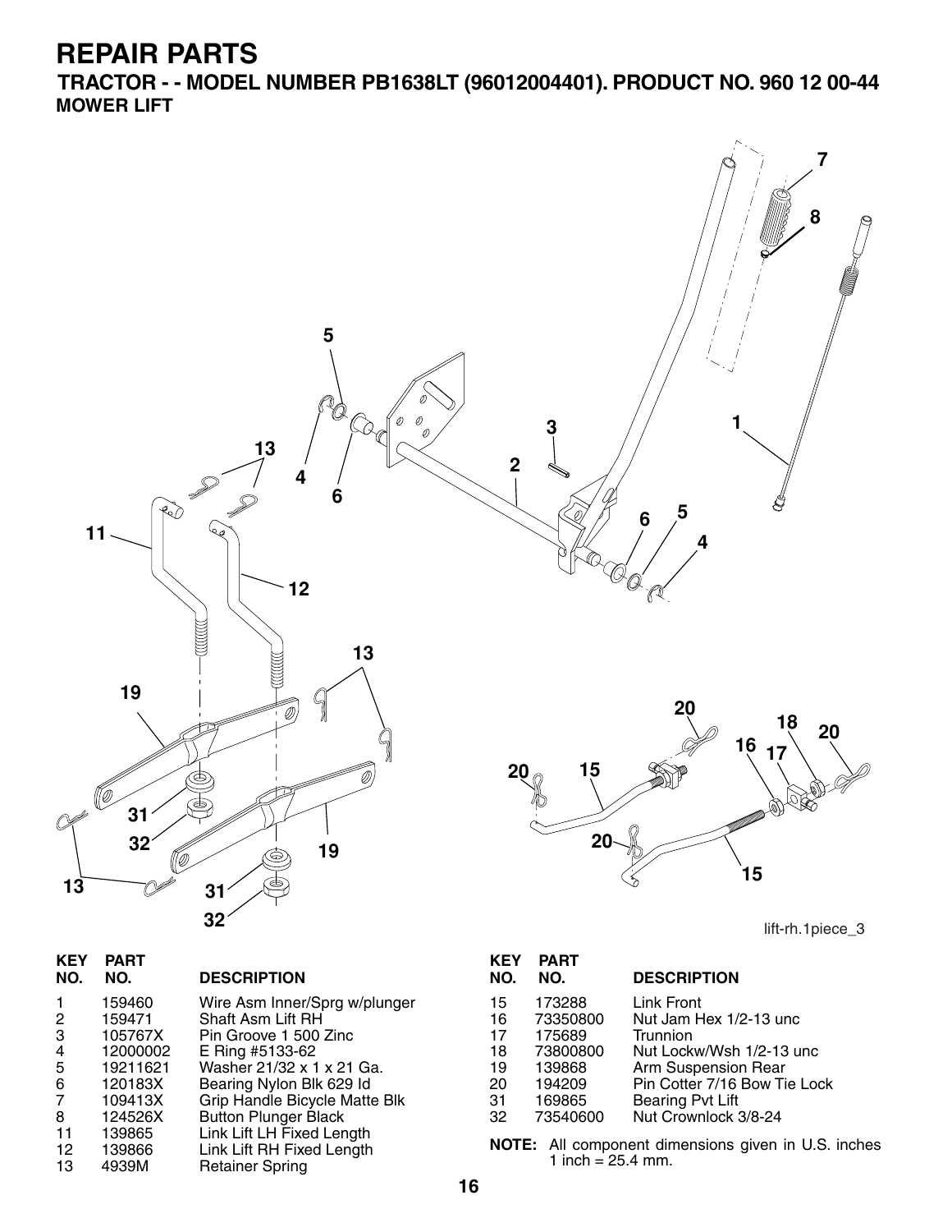# REPAIR PARTS

## TRACTOR - - MODEL NUMBER PB1638LT (96012004401). PRODUCT NO. 960 12 00-44

### MOWER LIFT

lift-rh.1piece_3

| KEY NO. | PART NO. | DESCRIPTION |
|---|---|---|
| 1 | 159460 | Wire Asm Inner/Sprg w/plunger |
| 2 | 159471 | Shaft Asm Lift RH |
| 3 | 105767X | Pin Groove 1 500 Zinc |
| 4 | 12000002 | E Ring #5133-62 |
| 5 | 19211621 | Washer 21/32 x 1 x 21 Ga. |
| 6 | 120183X | Bearing Nylon Blk 629 Id |
| 7 | 109413X | Grip Handle Bicycle Matte Blk |
| 8 | 124526X | Button Plunger Black |
| 11 | 139865 | Link Lift LH Fixed Length |
| 12 | 139866 | Link Lift RH Fixed Length |
| 13 | 4939M | Retainer Spring |
| 15 | 173288 | Link Front |
| 16 | 73350800 | Nut Jam Hex 1/2-13 unc |
| 17 | 175689 | Trunnion |
| 18 | 73800800 | Nut Lockw/Wsh 1/2-13 unc |
| 19 | 139868 | Arm Suspension Rear |
| 20 | 194209 | Pin Cotter 7/16 Bow Tie Lock |
| 31 | 169865 | Bearing Pvt Lift |
| 32 | 73540600 | Nut Crownlock 3/8-24 |

**NOTE:** All component dimensions given in U.S. inches 1 inch = 25.4 mm.